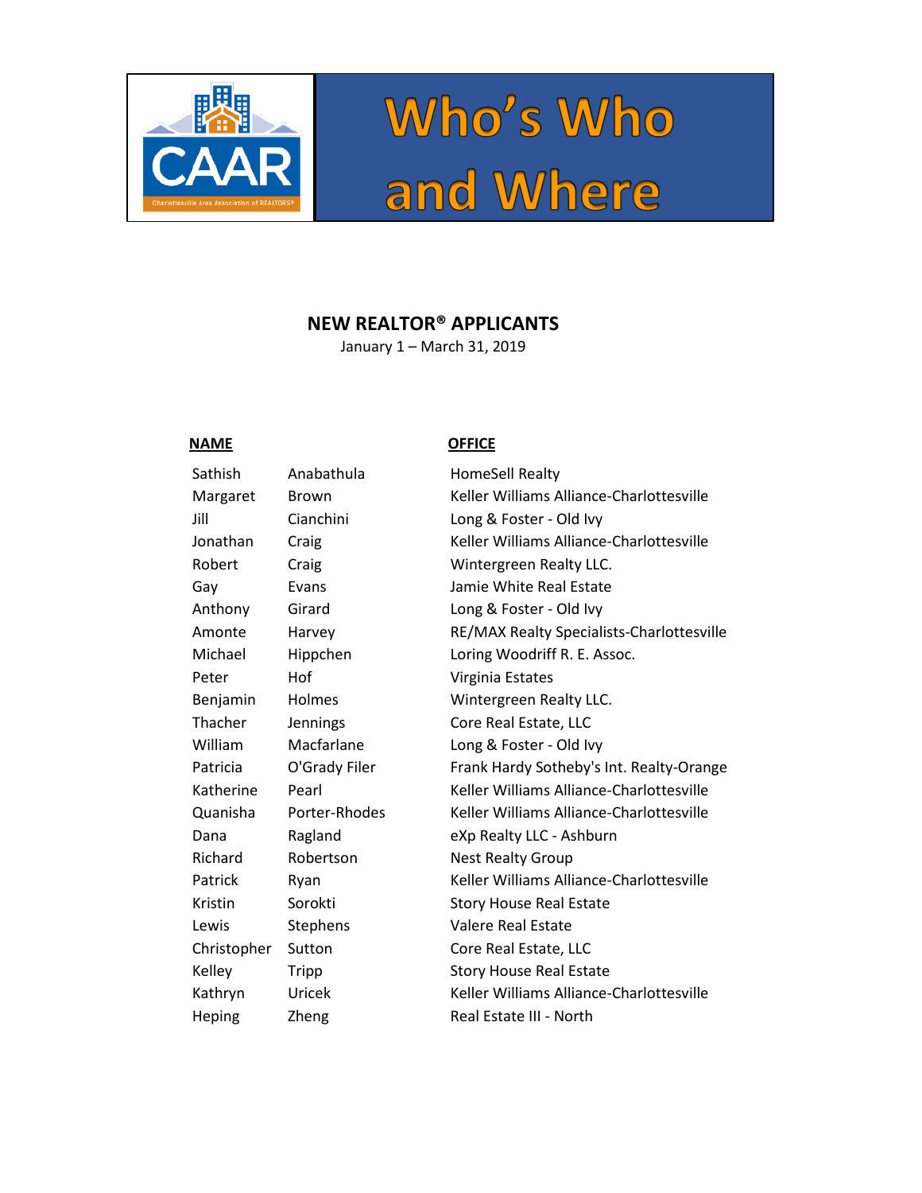# Who's Who and Where

## NEW REALTOR® APPLICANTS

January 1 – March 31, 2019

| NAME | | OFFICE |
|---|---|---|
| Sathish | Anabathula | HomeSell Realty |
| Margaret | Brown | Keller Williams Alliance-Charlottesville |
| Jill | Cianchini | Long & Foster - Old Ivy |
| Jonathan | Craig | Keller Williams Alliance-Charlottesville |
| Robert | Craig | Wintergreen Realty LLC. |
| Gay | Evans | Jamie White Real Estate |
| Anthony | Girard | Long & Foster - Old Ivy |
| Amonte | Harvey | RE/MAX Realty Specialists-Charlottesville |
| Michael | Hippchen | Loring Woodriff R. E. Assoc. |
| Peter | Hof | Virginia Estates |
| Benjamin | Holmes | Wintergreen Realty LLC. |
| Thacher | Jennings | Core Real Estate, LLC |
| William | Macfarlane | Long & Foster - Old Ivy |
| Patricia | O'Grady Filer | Frank Hardy Sotheby's Int. Realty-Orange |
| Katherine | Pearl | Keller Williams Alliance-Charlottesville |
| Quanisha | Porter-Rhodes | Keller Williams Alliance-Charlottesville |
| Dana | Ragland | eXp Realty LLC - Ashburn |
| Richard | Robertson | Nest Realty Group |
| Patrick | Ryan | Keller Williams Alliance-Charlottesville |
| Kristin | Sorokti | Story House Real Estate |
| Lewis | Stephens | Valere Real Estate |
| Christopher | Sutton | Core Real Estate, LLC |
| Kelley | Tripp | Story House Real Estate |
| Kathryn | Uricek | Keller Williams Alliance-Charlottesville |
| Heping | Zheng | Real Estate III - North |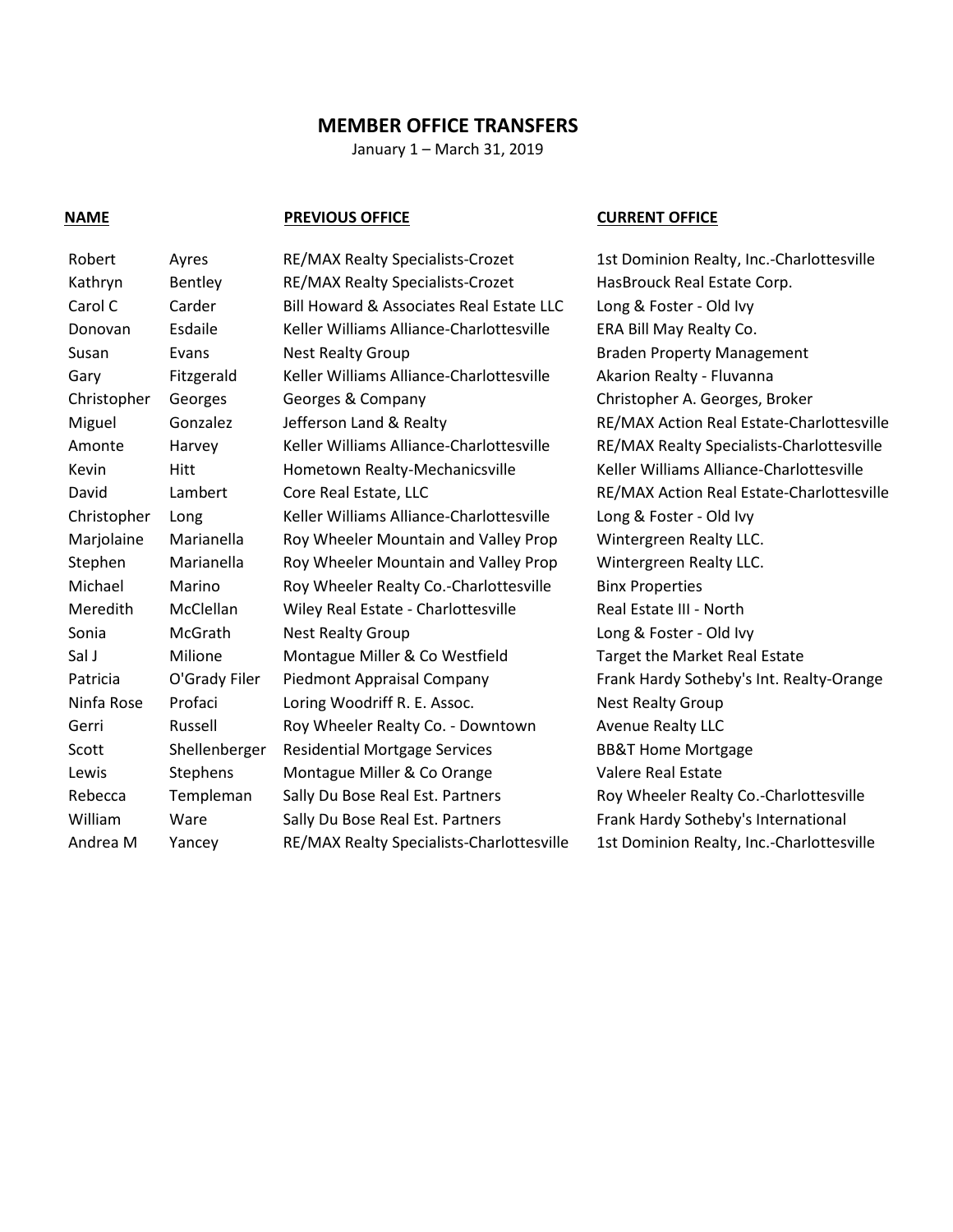# MEMBER OFFICE TRANSFERS

January 1 – March 31, 2019

| NAME | | PREVIOUS OFFICE | CURRENT OFFICE |
|---|---|---|---|
| Robert | Ayres | RE/MAX Realty Specialists-Crozet | 1st Dominion Realty, Inc.-Charlottesville |
| Kathryn | Bentley | RE/MAX Realty Specialists-Crozet | HasBrouck Real Estate Corp. |
| Carol C | Carder | Bill Howard & Associates Real Estate LLC | Long & Foster - Old Ivy |
| Donovan | Esdaile | Keller Williams Alliance-Charlottesville | ERA Bill May Realty Co. |
| Susan | Evans | Nest Realty Group | Braden Property Management |
| Gary | Fitzgerald | Keller Williams Alliance-Charlottesville | Akarion Realty - Fluvanna |
| Christopher | Georges | Georges & Company | Christopher A. Georges, Broker |
| Miguel | Gonzalez | Jefferson Land & Realty | RE/MAX Action Real Estate-Charlottesville |
| Amonte | Harvey | Keller Williams Alliance-Charlottesville | RE/MAX Realty Specialists-Charlottesville |
| Kevin | Hitt | Hometown Realty-Mechanicsville | Keller Williams Alliance-Charlottesville |
| David | Lambert | Core Real Estate, LLC | RE/MAX Action Real Estate-Charlottesville |
| Christopher | Long | Keller Williams Alliance-Charlottesville | Long & Foster - Old Ivy |
| Marjolaine | Marianella | Roy Wheeler Mountain and Valley Prop | Wintergreen Realty LLC. |
| Stephen | Marianella | Roy Wheeler Mountain and Valley Prop | Wintergreen Realty LLC. |
| Michael | Marino | Roy Wheeler Realty Co.-Charlottesville | Binx Properties |
| Meredith | McClellan | Wiley Real Estate - Charlottesville | Real Estate III - North |
| Sonia | McGrath | Nest Realty Group | Long & Foster - Old Ivy |
| Sal J | Milione | Montague Miller & Co Westfield | Target the Market Real Estate |
| Patricia | O'Grady Filer | Piedmont Appraisal Company | Frank Hardy Sotheby's Int. Realty-Orange |
| Ninfa Rose | Profaci | Loring Woodriff R. E. Assoc. | Nest Realty Group |
| Gerri | Russell | Roy Wheeler Realty Co. - Downtown | Avenue Realty LLC |
| Scott | Shellenberger | Residential Mortgage Services | BB&T Home Mortgage |
| Lewis | Stephens | Montague Miller & Co Orange | Valere Real Estate |
| Rebecca | Templeman | Sally Du Bose Real Est. Partners | Roy Wheeler Realty Co.-Charlottesville |
| William | Ware | Sally Du Bose Real Est. Partners | Frank Hardy Sotheby's International |
| Andrea M | Yancey | RE/MAX Realty Specialists-Charlottesville | 1st Dominion Realty, Inc.-Charlottesville |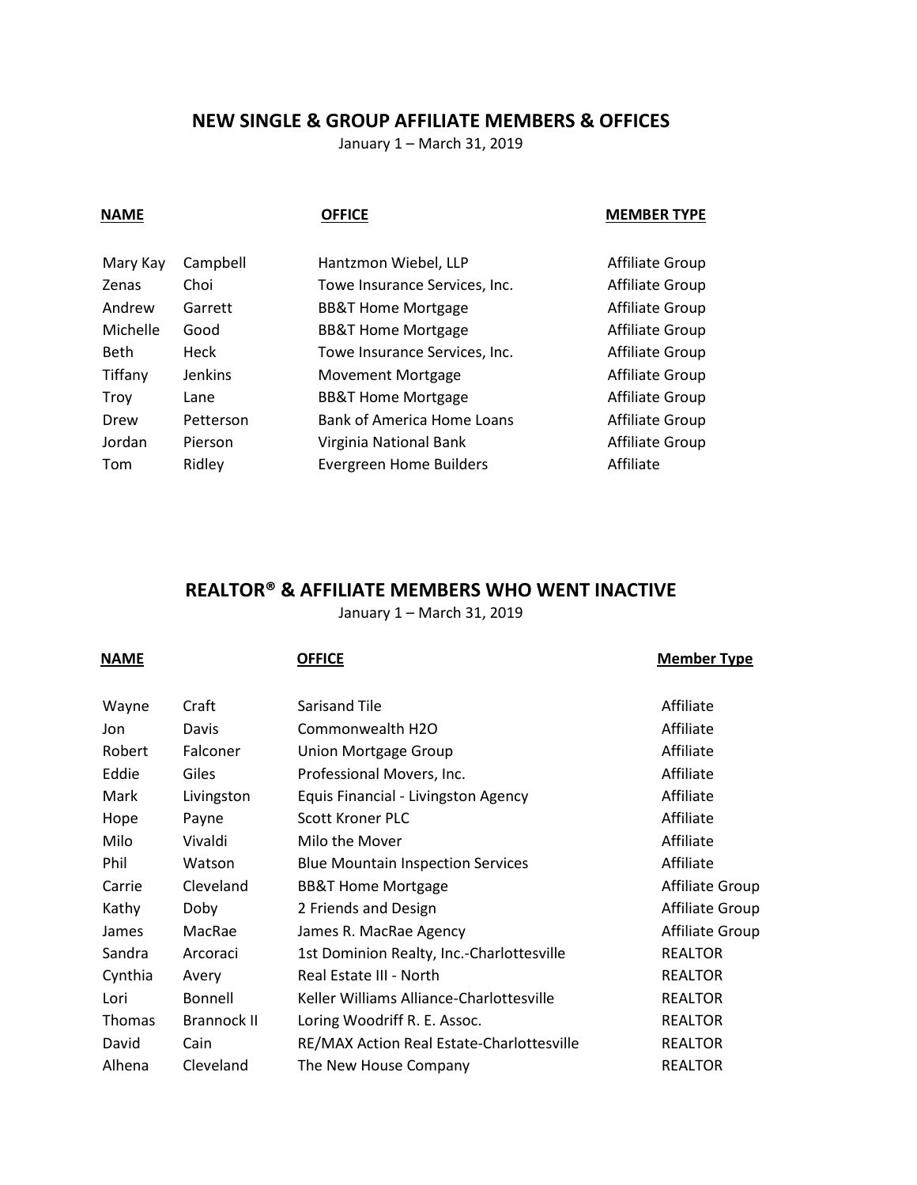## NEW SINGLE & GROUP AFFILIATE MEMBERS & OFFICES

January 1 – March 31, 2019

| NAME | | OFFICE | MEMBER TYPE |
|---|---|---|---|
| Mary Kay | Campbell | Hantzmon Wiebel, LLP | Affiliate Group |
| Zenas | Choi | Towe Insurance Services, Inc. | Affiliate Group |
| Andrew | Garrett | BB&T Home Mortgage | Affiliate Group |
| Michelle | Good | BB&T Home Mortgage | Affiliate Group |
| Beth | Heck | Towe Insurance Services, Inc. | Affiliate Group |
| Tiffany | Jenkins | Movement Mortgage | Affiliate Group |
| Troy | Lane | BB&T Home Mortgage | Affiliate Group |
| Drew | Petterson | Bank of America Home Loans | Affiliate Group |
| Jordan | Pierson | Virginia National Bank | Affiliate Group |
| Tom | Ridley | Evergreen Home Builders | Affiliate |

## REALTOR® & AFFILIATE MEMBERS WHO WENT INACTIVE

January 1 – March 31, 2019

| NAME | | OFFICE | Member Type |
|---|---|---|---|
| Wayne | Craft | Sarisand Tile | Affiliate |
| Jon | Davis | Commonwealth H2O | Affiliate |
| Robert | Falconer | Union Mortgage Group | Affiliate |
| Eddie | Giles | Professional Movers, Inc. | Affiliate |
| Mark | Livingston | Equis Financial - Livingston Agency | Affiliate |
| Hope | Payne | Scott Kroner PLC | Affiliate |
| Milo | Vivaldi | Milo the Mover | Affiliate |
| Phil | Watson | Blue Mountain Inspection Services | Affiliate |
| Carrie | Cleveland | BB&T Home Mortgage | Affiliate Group |
| Kathy | Doby | 2 Friends and Design | Affiliate Group |
| James | MacRae | James R. MacRae Agency | Affiliate Group |
| Sandra | Arcoraci | 1st Dominion Realty, Inc.-Charlottesville | REALTOR |
| Cynthia | Avery | Real Estate III - North | REALTOR |
| Lori | Bonnell | Keller Williams Alliance-Charlottesville | REALTOR |
| Thomas | Brannock II | Loring Woodriff R. E. Assoc. | REALTOR |
| David | Cain | RE/MAX Action Real Estate-Charlottesville | REALTOR |
| Alhena | Cleveland | The New House Company | REALTOR |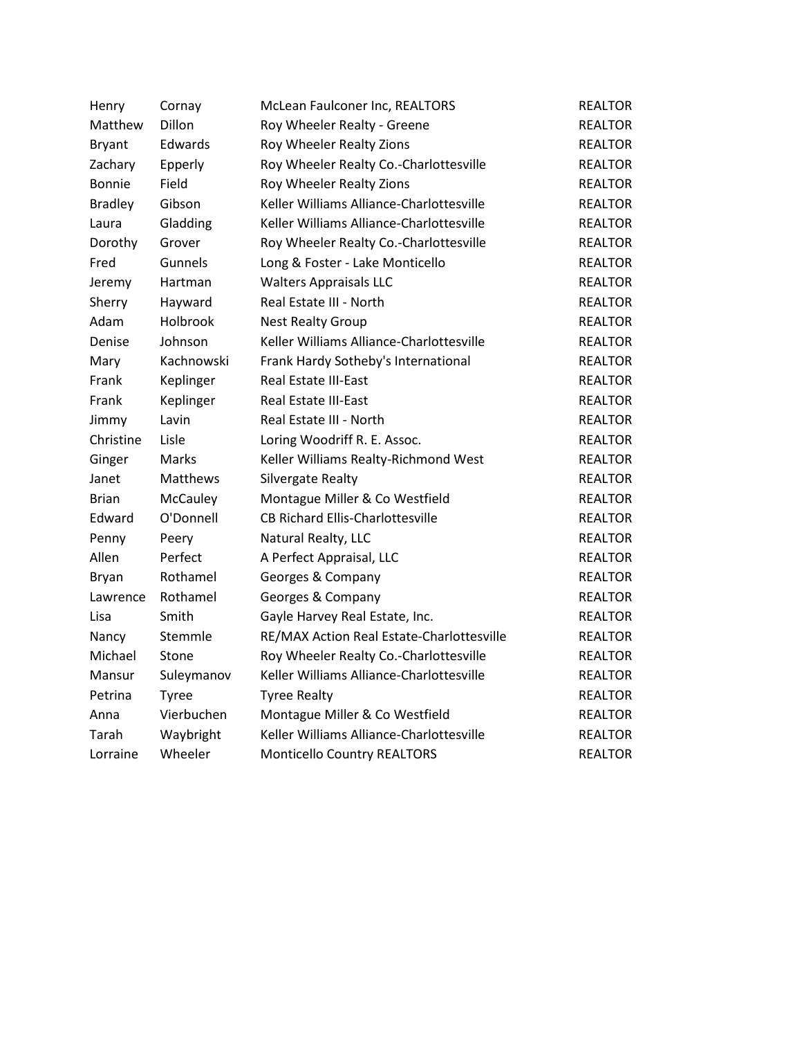| | | | |
|---|---|---|---|
| Henry | Cornay | McLean Faulconer Inc, REALTORS | REALTOR |
| Matthew | Dillon | Roy Wheeler Realty - Greene | REALTOR |
| Bryant | Edwards | Roy Wheeler Realty Zions | REALTOR |
| Zachary | Epperly | Roy Wheeler Realty Co.-Charlottesville | REALTOR |
| Bonnie | Field | Roy Wheeler Realty Zions | REALTOR |
| Bradley | Gibson | Keller Williams Alliance-Charlottesville | REALTOR |
| Laura | Gladding | Keller Williams Alliance-Charlottesville | REALTOR |
| Dorothy | Grover | Roy Wheeler Realty Co.-Charlottesville | REALTOR |
| Fred | Gunnels | Long & Foster - Lake Monticello | REALTOR |
| Jeremy | Hartman | Walters Appraisals LLC | REALTOR |
| Sherry | Hayward | Real Estate III - North | REALTOR |
| Adam | Holbrook | Nest Realty Group | REALTOR |
| Denise | Johnson | Keller Williams Alliance-Charlottesville | REALTOR |
| Mary | Kachnowski | Frank Hardy Sotheby's International | REALTOR |
| Frank | Keplinger | Real Estate III-East | REALTOR |
| Frank | Keplinger | Real Estate III-East | REALTOR |
| Jimmy | Lavin | Real Estate III - North | REALTOR |
| Christine | Lisle | Loring Woodriff R. E. Assoc. | REALTOR |
| Ginger | Marks | Keller Williams Realty-Richmond West | REALTOR |
| Janet | Matthews | Silvergate Realty | REALTOR |
| Brian | McCauley | Montague Miller & Co Westfield | REALTOR |
| Edward | O'Donnell | CB Richard Ellis-Charlottesville | REALTOR |
| Penny | Peery | Natural Realty, LLC | REALTOR |
| Allen | Perfect | A Perfect Appraisal, LLC | REALTOR |
| Bryan | Rothamel | Georges & Company | REALTOR |
| Lawrence | Rothamel | Georges & Company | REALTOR |
| Lisa | Smith | Gayle Harvey Real Estate, Inc. | REALTOR |
| Nancy | Stemmle | RE/MAX Action Real Estate-Charlottesville | REALTOR |
| Michael | Stone | Roy Wheeler Realty Co.-Charlottesville | REALTOR |
| Mansur | Suleymanov | Keller Williams Alliance-Charlottesville | REALTOR |
| Petrina | Tyree | Tyree Realty | REALTOR |
| Anna | Vierbuchen | Montague Miller & Co Westfield | REALTOR |
| Tarah | Waybright | Keller Williams Alliance-Charlottesville | REALTOR |
| Lorraine | Wheeler | Monticello Country REALTORS | REALTOR |